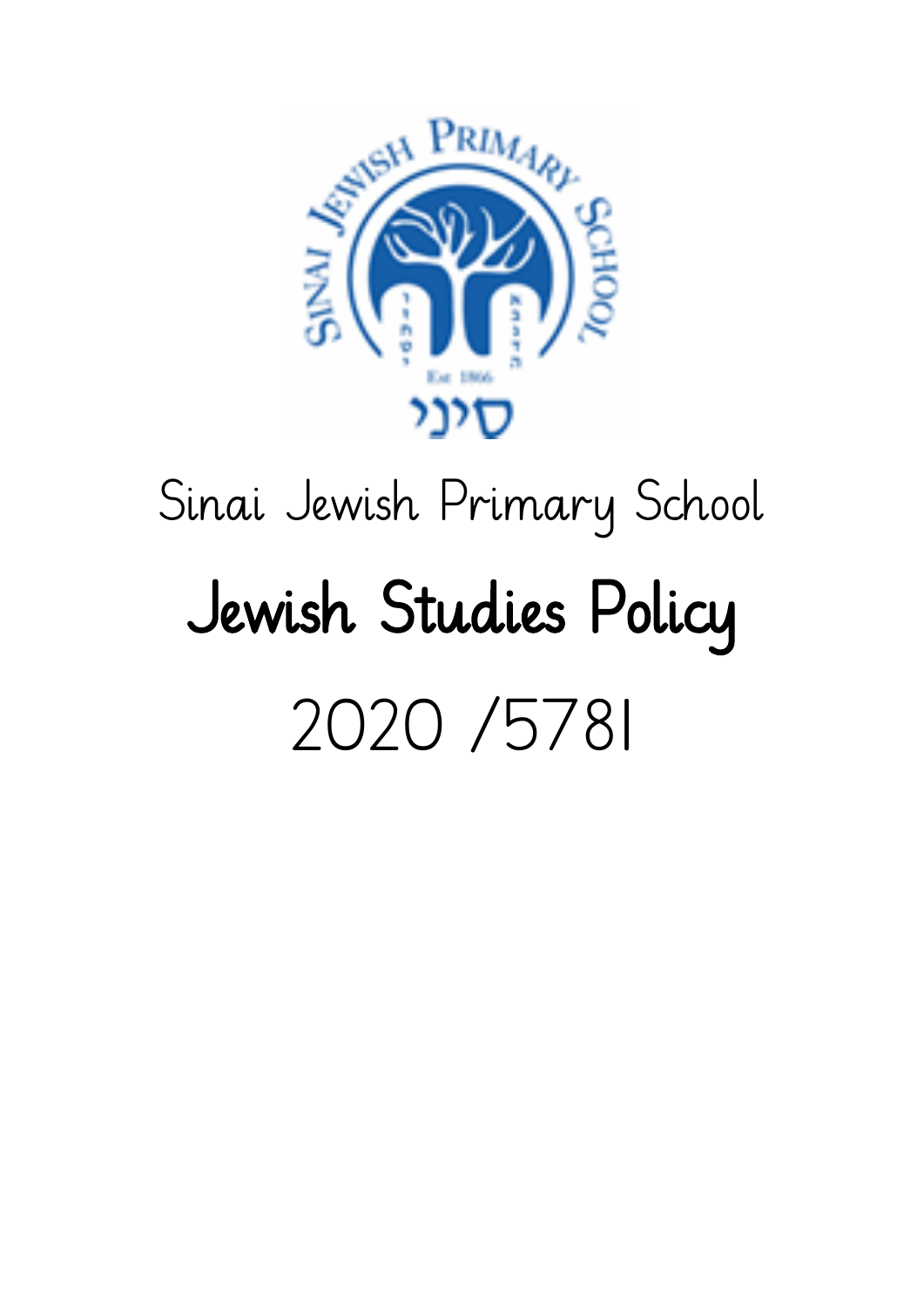Sinai Jewish Primary School

# Jewish Studies Policy

2020 /5781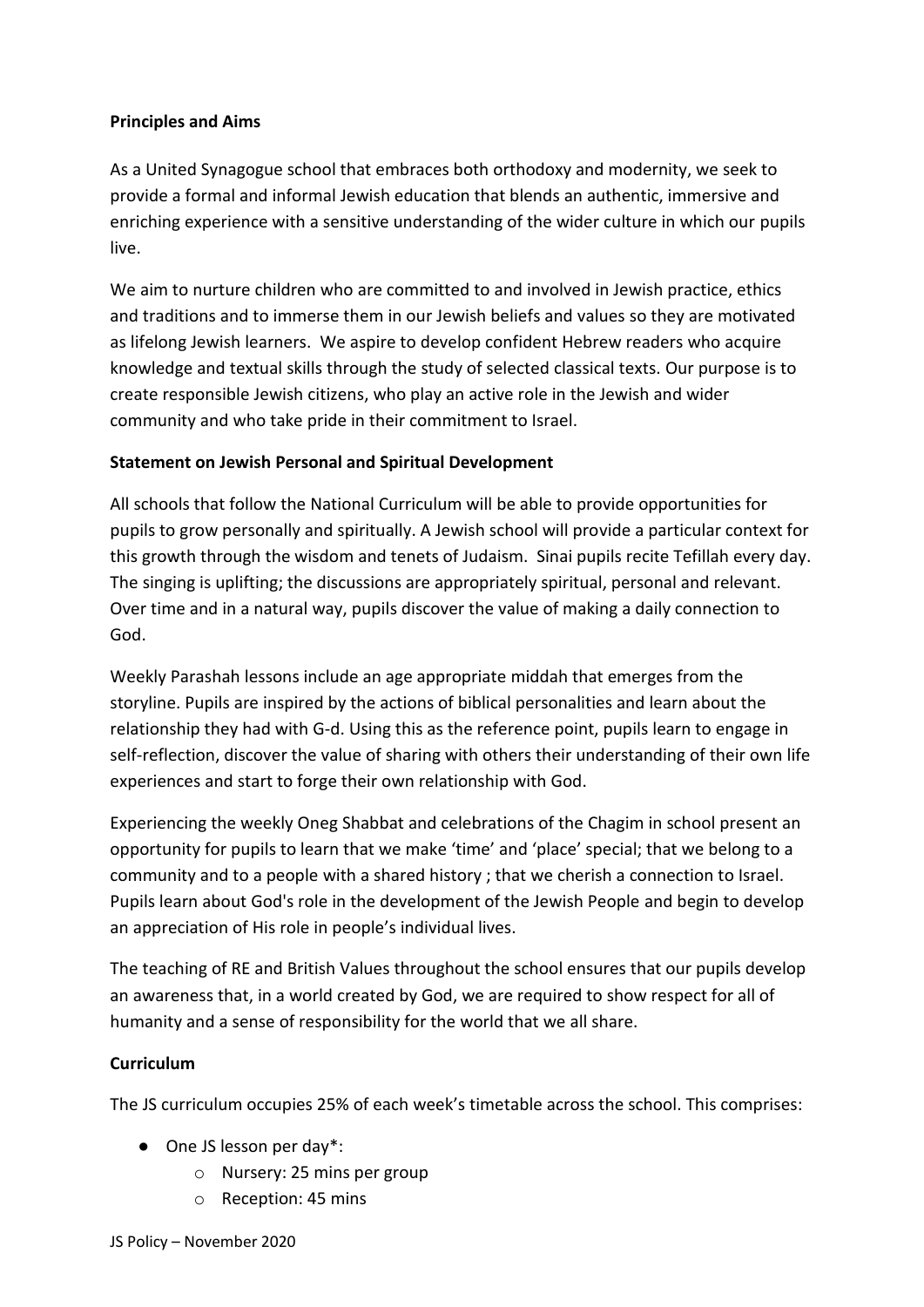**Principles and Aims**

As a United Synagogue school that embraces both orthodoxy and modernity, we seek to provide a formal and informal Jewish education that blends an authentic, immersive and enriching experience with a sensitive understanding of the wider culture in which our pupils live.

We aim to nurture children who are committed to and involved in Jewish practice, ethics and traditions and to immerse them in our Jewish beliefs and values so they are motivated as lifelong Jewish learners. We aspire to develop confident Hebrew readers who acquire knowledge and textual skills through the study of selected classical texts. Our purpose is to create responsible Jewish citizens, who play an active role in the Jewish and wider community and who take pride in their commitment to Israel.

**Statement on Jewish Personal and Spiritual Development**

All schools that follow the National Curriculum will be able to provide opportunities for pupils to grow personally and spiritually. A Jewish school will provide a particular context for this growth through the wisdom and tenets of Judaism. Sinai pupils recite Tefillah every day. The singing is uplifting; the discussions are appropriately spiritual, personal and relevant. Over time and in a natural way, pupils discover the value of making a daily connection to God.

Weekly Parashah lessons include an age appropriate middah that emerges from the storyline. Pupils are inspired by the actions of biblical personalities and learn about the relationship they had with G-d. Using this as the reference point, pupils learn to engage in self-reflection, discover the value of sharing with others their understanding of their own life experiences and start to forge their own relationship with God.

Experiencing the weekly Oneg Shabbat and celebrations of the Chagim in school present an opportunity for pupils to learn that we make 'time' and 'place' special; that we belong to a community and to a people with a shared history ; that we cherish a connection to Israel. Pupils learn about God's role in the development of the Jewish People and begin to develop an appreciation of His role in people's individual lives.

The teaching of RE and British Values throughout the school ensures that our pupils develop an awareness that, in a world created by God, we are required to show respect for all of humanity and a sense of responsibility for the world that we all share.

**Curriculum**

The JS curriculum occupies 25% of each week's timetable across the school. This comprises:

- One JS lesson per day*:
  - Nursery: 25 mins per group
  - Reception: 45 mins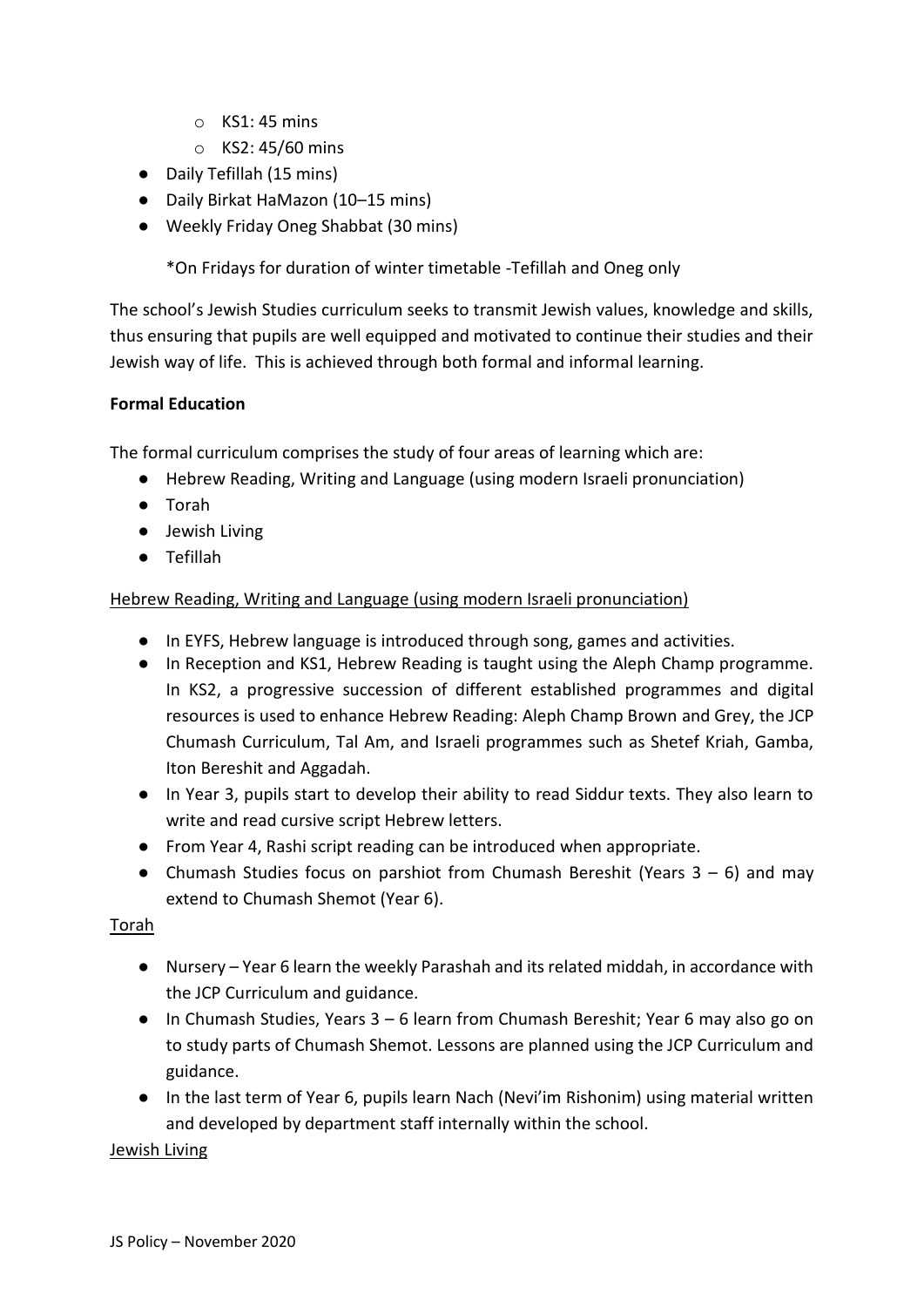- KS1: 45 mins
  - KS2: 45/60 mins
- Daily Tefillah (15 mins)
- Daily Birkat HaMazon (10–15 mins)
- Weekly Friday Oneg Shabbat (30 mins)

  *On Fridays for duration of winter timetable -Tefillah and Oneg only

The school's Jewish Studies curriculum seeks to transmit Jewish values, knowledge and skills, thus ensuring that pupils are well equipped and motivated to continue their studies and their Jewish way of life. This is achieved through both formal and informal learning.

**Formal Education**

The formal curriculum comprises the study of four areas of learning which are:

- Hebrew Reading, Writing and Language (using modern Israeli pronunciation)
- Torah
- Jewish Living
- Tefillah

<u>Hebrew Reading, Writing and Language (using modern Israeli pronunciation)</u>

- In EYFS, Hebrew language is introduced through song, games and activities.
- In Reception and KS1, Hebrew Reading is taught using the Aleph Champ programme. In KS2, a progressive succession of different established programmes and digital resources is used to enhance Hebrew Reading: Aleph Champ Brown and Grey, the JCP Chumash Curriculum, Tal Am, and Israeli programmes such as Shetef Kriah, Gamba, Iton Bereshit and Aggadah.
- In Year 3, pupils start to develop their ability to read Siddur texts. They also learn to write and read cursive script Hebrew letters.
- From Year 4, Rashi script reading can be introduced when appropriate.
- Chumash Studies focus on parshiot from Chumash Bereshit (Years 3 – 6) and may extend to Chumash Shemot (Year 6).

<u>Torah</u>

- Nursery – Year 6 learn the weekly Parashah and its related middah, in accordance with the JCP Curriculum and guidance.
- In Chumash Studies, Years 3 – 6 learn from Chumash Bereshit; Year 6 may also go on to study parts of Chumash Shemot. Lessons are planned using the JCP Curriculum and guidance.
- In the last term of Year 6, pupils learn Nach (Nevi'im Rishonim) using material written and developed by department staff internally within the school.

<u>Jewish Living</u>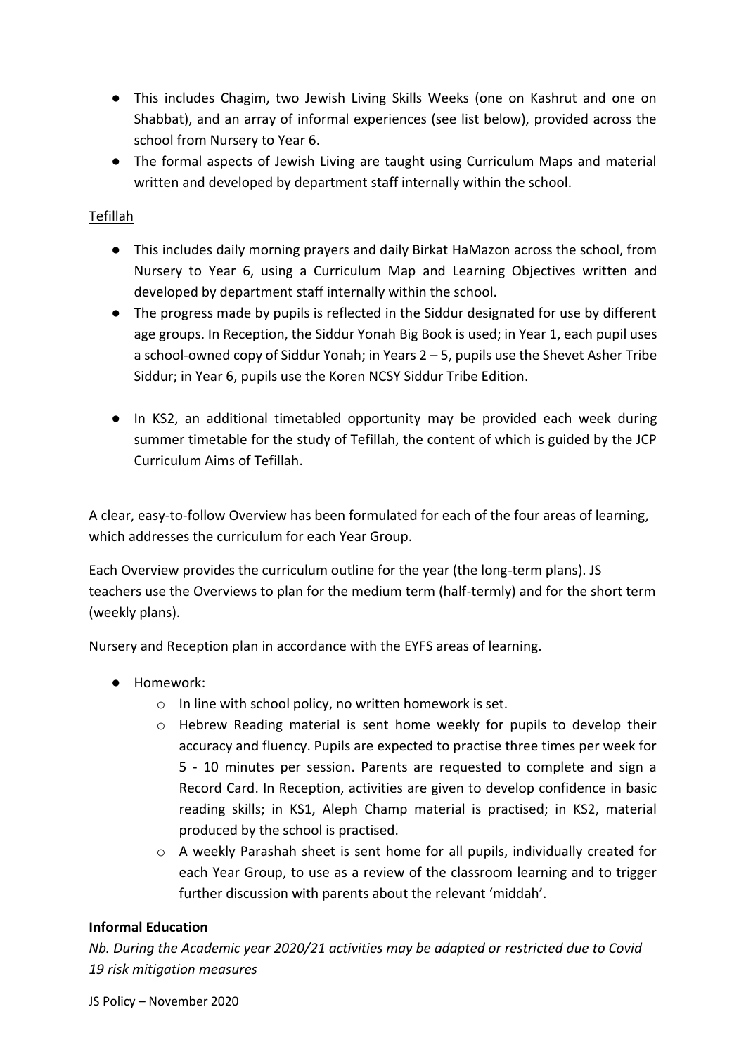- This includes Chagim, two Jewish Living Skills Weeks (one on Kashrut and one on Shabbat), and an array of informal experiences (see list below), provided across the school from Nursery to Year 6.
- The formal aspects of Jewish Living are taught using Curriculum Maps and material written and developed by department staff internally within the school.

Tefillah

- This includes daily morning prayers and daily Birkat HaMazon across the school, from Nursery to Year 6, using a Curriculum Map and Learning Objectives written and developed by department staff internally within the school.
- The progress made by pupils is reflected in the Siddur designated for use by different age groups. In Reception, the Siddur Yonah Big Book is used; in Year 1, each pupil uses a school-owned copy of Siddur Yonah; in Years 2 – 5, pupils use the Shevet Asher Tribe Siddur; in Year 6, pupils use the Koren NCSY Siddur Tribe Edition.
- In KS2, an additional timetabled opportunity may be provided each week during summer timetable for the study of Tefillah, the content of which is guided by the JCP Curriculum Aims of Tefillah.

A clear, easy-to-follow Overview has been formulated for each of the four areas of learning, which addresses the curriculum for each Year Group.

Each Overview provides the curriculum outline for the year (the long-term plans). JS teachers use the Overviews to plan for the medium term (half-termly) and for the short term (weekly plans).

Nursery and Reception plan in accordance with the EYFS areas of learning.

- Homework:
  - In line with school policy, no written homework is set.
  - Hebrew Reading material is sent home weekly for pupils to develop their accuracy and fluency. Pupils are expected to practise three times per week for 5 - 10 minutes per session. Parents are requested to complete and sign a Record Card. In Reception, activities are given to develop confidence in basic reading skills; in KS1, Aleph Champ material is practised; in KS2, material produced by the school is practised.
  - A weekly Parashah sheet is sent home for all pupils, individually created for each Year Group, to use as a review of the classroom learning and to trigger further discussion with parents about the relevant 'middah'.

**Informal Education**

*Nb. During the Academic year 2020/21 activities may be adapted or restricted due to Covid 19 risk mitigation measures*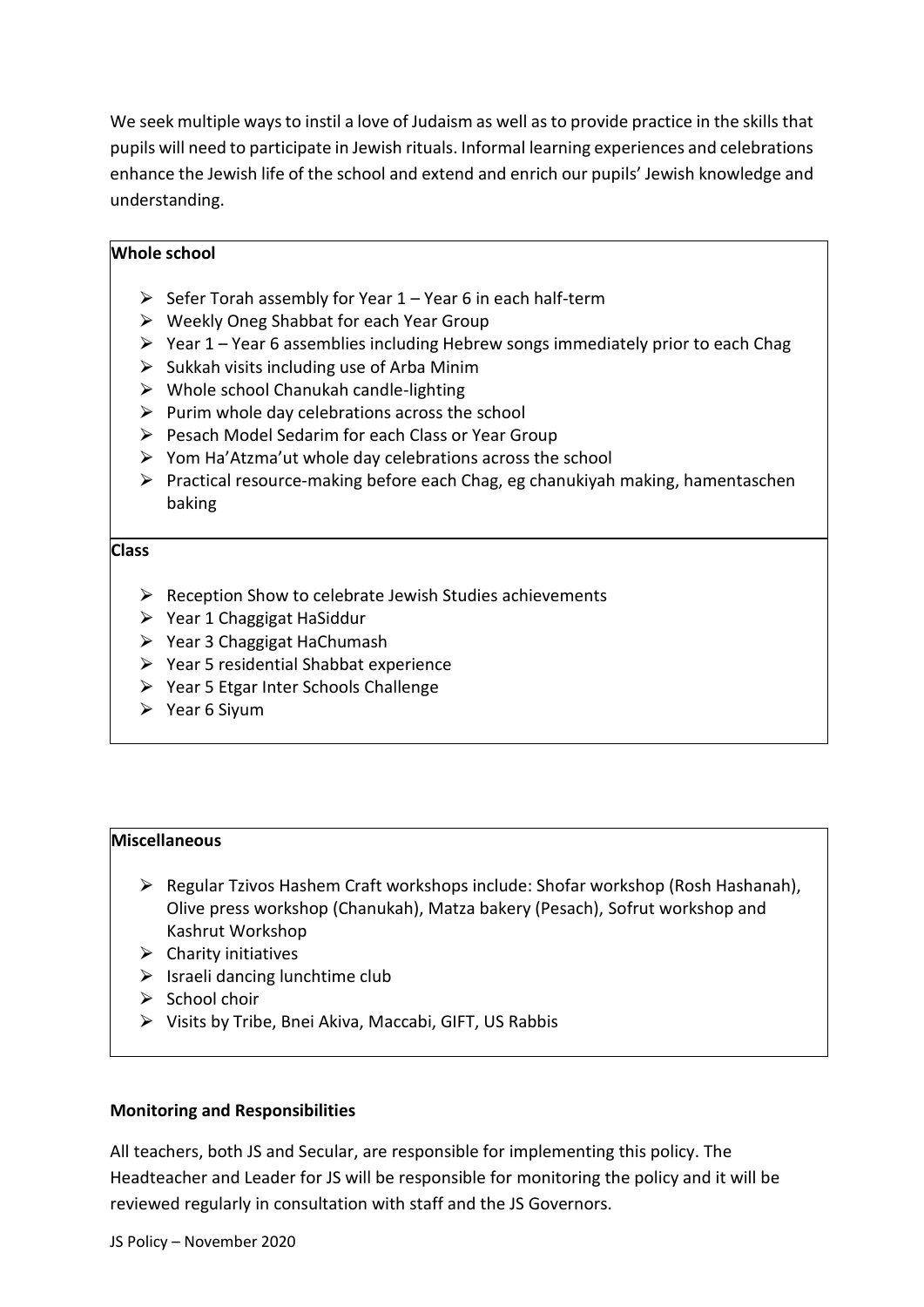We seek multiple ways to instil a love of Judaism as well as to provide practice in the skills that pupils will need to participate in Jewish rituals. Informal learning experiences and celebrations enhance the Jewish life of the school and extend and enrich our pupils' Jewish knowledge and understanding.

**Whole school**

- Sefer Torah assembly for Year 1 – Year 6 in each half-term
- Weekly Oneg Shabbat for each Year Group
- Year 1 – Year 6 assemblies including Hebrew songs immediately prior to each Chag
- Sukkah visits including use of Arba Minim
- Whole school Chanukah candle-lighting
- Purim whole day celebrations across the school
- Pesach Model Sedarim for each Class or Year Group
- Yom Ha'Atzma'ut whole day celebrations across the school
- Practical resource-making before each Chag, eg chanukiyah making, hamentaschen baking

**Class**

- Reception Show to celebrate Jewish Studies achievements
- Year 1 Chaggigat HaSiddur
- Year 3 Chaggigat HaChumash
- Year 5 residential Shabbat experience
- Year 5 Etgar Inter Schools Challenge
- Year 6 Siyum

**Miscellaneous**

- Regular Tzivos Hashem Craft workshops include: Shofar workshop (Rosh Hashanah), Olive press workshop (Chanukah), Matza bakery (Pesach), Sofrut workshop and Kashrut Workshop
- Charity initiatives
- Israeli dancing lunchtime club
- School choir
- Visits by Tribe, Bnei Akiva, Maccabi, GIFT, US Rabbis

**Monitoring and Responsibilities**

All teachers, both JS and Secular, are responsible for implementing this policy. The Headteacher and Leader for JS will be responsible for monitoring the policy and it will be reviewed regularly in consultation with staff and the JS Governors.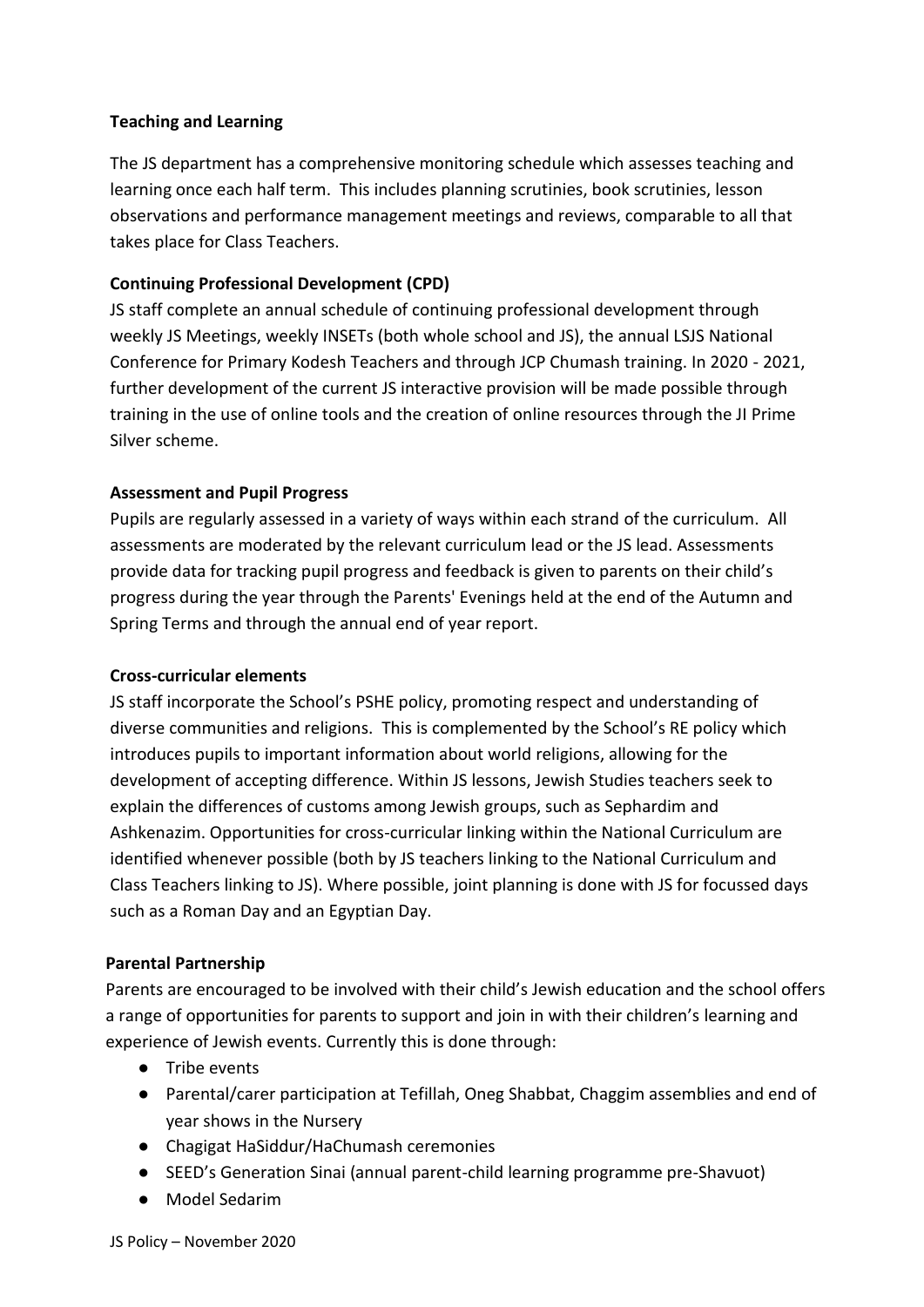**Teaching and Learning**

The JS department has a comprehensive monitoring schedule which assesses teaching and learning once each half term. This includes planning scrutinies, book scrutinies, lesson observations and performance management meetings and reviews, comparable to all that takes place for Class Teachers.

**Continuing Professional Development (CPD)**

JS staff complete an annual schedule of continuing professional development through weekly JS Meetings, weekly INSETs (both whole school and JS), the annual LSJS National Conference for Primary Kodesh Teachers and through JCP Chumash training. In 2020 - 2021, further development of the current JS interactive provision will be made possible through training in the use of online tools and the creation of online resources through the JI Prime Silver scheme.

**Assessment and Pupil Progress**

Pupils are regularly assessed in a variety of ways within each strand of the curriculum. All assessments are moderated by the relevant curriculum lead or the JS lead. Assessments provide data for tracking pupil progress and feedback is given to parents on their child's progress during the year through the Parents' Evenings held at the end of the Autumn and Spring Terms and through the annual end of year report.

**Cross-curricular elements**

JS staff incorporate the School's PSHE policy, promoting respect and understanding of diverse communities and religions. This is complemented by the School's RE policy which introduces pupils to important information about world religions, allowing for the development of accepting difference. Within JS lessons, Jewish Studies teachers seek to explain the differences of customs among Jewish groups, such as Sephardim and Ashkenazim. Opportunities for cross-curricular linking within the National Curriculum are identified whenever possible (both by JS teachers linking to the National Curriculum and Class Teachers linking to JS). Where possible, joint planning is done with JS for focussed days such as a Roman Day and an Egyptian Day.

**Parental Partnership**

Parents are encouraged to be involved with their child's Jewish education and the school offers a range of opportunities for parents to support and join in with their children's learning and experience of Jewish events. Currently this is done through:

- Tribe events
- Parental/carer participation at Tefillah, Oneg Shabbat, Chaggim assemblies and end of year shows in the Nursery
- Chagigat HaSiddur/HaChumash ceremonies
- SEED's Generation Sinai (annual parent-child learning programme pre-Shavuot)
- Model Sedarim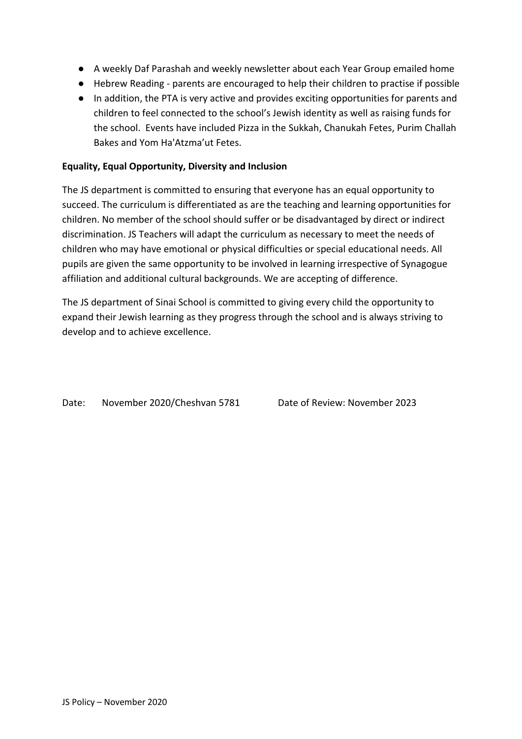- A weekly Daf Parashah and weekly newsletter about each Year Group emailed home
- Hebrew Reading - parents are encouraged to help their children to practise if possible
- In addition, the PTA is very active and provides exciting opportunities for parents and children to feel connected to the school's Jewish identity as well as raising funds for the school. Events have included Pizza in the Sukkah, Chanukah Fetes, Purim Challah Bakes and Yom Ha'Atzma'ut Fetes.

**Equality, Equal Opportunity, Diversity and Inclusion**

The JS department is committed to ensuring that everyone has an equal opportunity to succeed. The curriculum is differentiated as are the teaching and learning opportunities for children. No member of the school should suffer or be disadvantaged by direct or indirect discrimination. JS Teachers will adapt the curriculum as necessary to meet the needs of children who may have emotional or physical difficulties or special educational needs. All pupils are given the same opportunity to be involved in learning irrespective of Synagogue affiliation and additional cultural backgrounds. We are accepting of difference.

The JS department of Sinai School is committed to giving every child the opportunity to expand their Jewish learning as they progress through the school and is always striving to develop and to achieve excellence.

Date: November 2020/Cheshvan 5781 Date of Review: November 2023